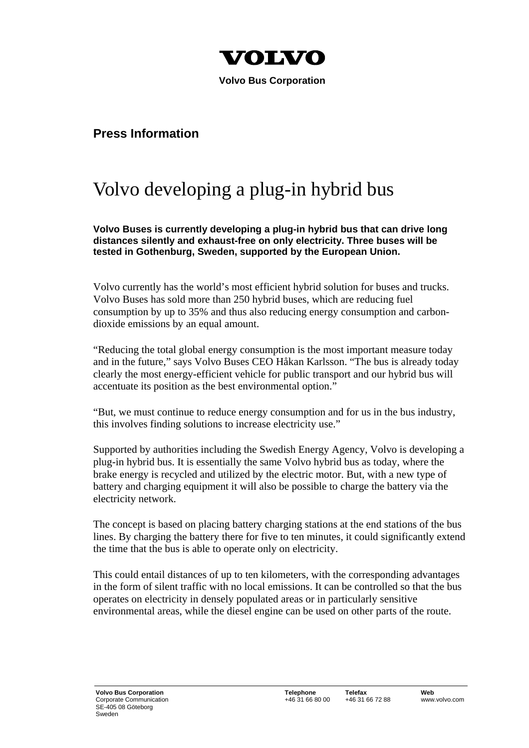VOLVO

**Volvo Bus Corporation**

## Press Information

# Volvo developing a plug-in hybrid bus

**Volvo Buses is currently developing a plug-in hybrid bus that can drive long distances silently and exhaust-free on only electricity. Three buses will be tested in Gothenburg, Sweden, supported by the European Union.**

Volvo currently has the world's most efficient hybrid solution for buses and trucks. Volvo Buses has sold more than 250 hybrid buses, which are reducing fuel consumption by up to 35% and thus also reducing energy consumption and carbon-dioxide emissions by an equal amount.

"Reducing the total global energy consumption is the most important measure today and in the future," says Volvo Buses CEO Håkan Karlsson. "The bus is already today clearly the most energy-efficient vehicle for public transport and our hybrid bus will accentuate its position as the best environmental option."

"But, we must continue to reduce energy consumption and for us in the bus industry, this involves finding solutions to increase electricity use."

Supported by authorities including the Swedish Energy Agency, Volvo is developing a plug-in hybrid bus. It is essentially the same Volvo hybrid bus as today, where the brake energy is recycled and utilized by the electric motor. But, with a new type of battery and charging equipment it will also be possible to charge the battery via the electricity network.

The concept is based on placing battery charging stations at the end stations of the bus lines. By charging the battery there for five to ten minutes, it could significantly extend the time that the bus is able to operate only on electricity.

This could entail distances of up to ten kilometers, with the corresponding advantages in the form of silent traffic with no local emissions. It can be controlled so that the bus operates on electricity in densely populated areas or in particularly sensitive environmental areas, while the diesel engine can be used on other parts of the route.

**Volvo Bus Corporation**
Corporate Communication
SE-405 08 Göteborg
Sweden

**Telephone** +46 31 66 80 00
**Telefax** +46 31 66 72 88
**Web** www.volvo.com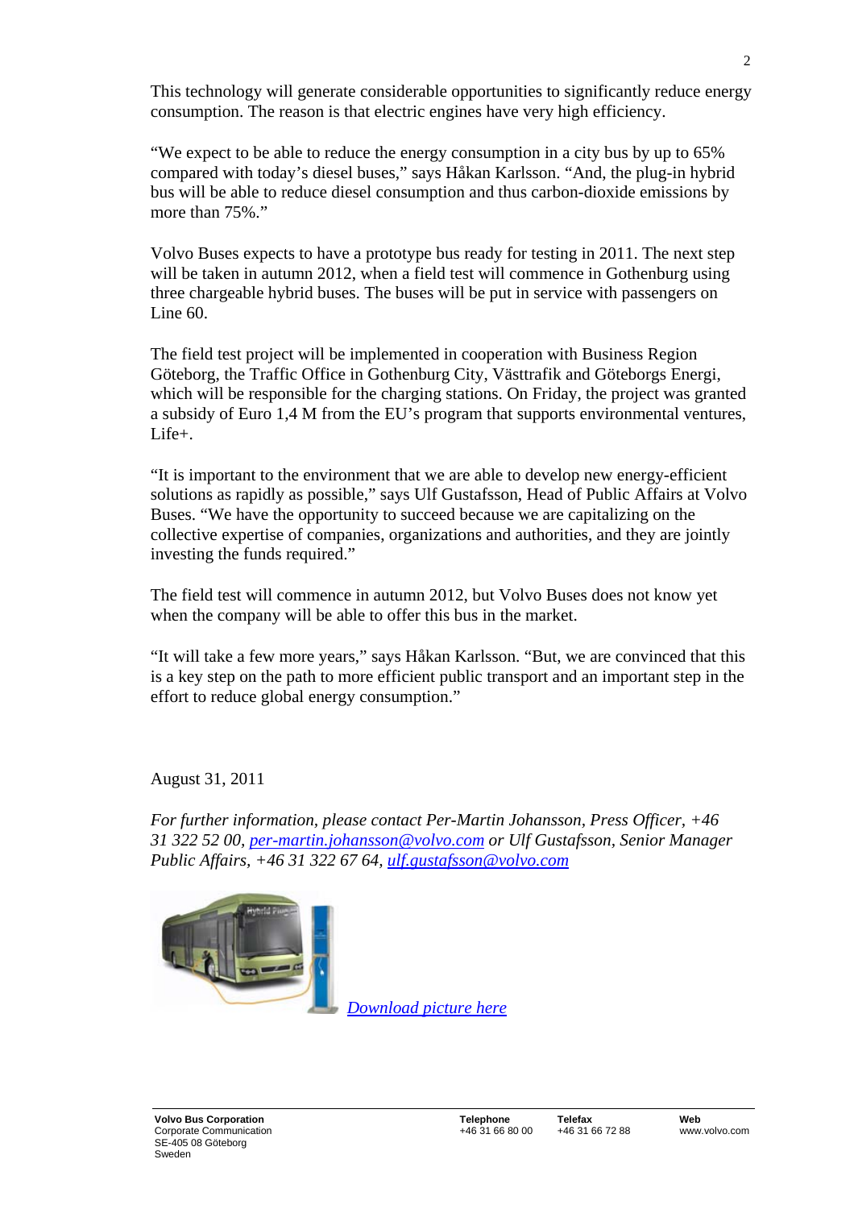This technology will generate considerable opportunities to significantly reduce energy consumption. The reason is that electric engines have very high efficiency.

"We expect to be able to reduce the energy consumption in a city bus by up to 65% compared with today's diesel buses," says Håkan Karlsson. "And, the plug-in hybrid bus will be able to reduce diesel consumption and thus carbon-dioxide emissions by more than 75%."

Volvo Buses expects to have a prototype bus ready for testing in 2011. The next step will be taken in autumn 2012, when a field test will commence in Gothenburg using three chargeable hybrid buses. The buses will be put in service with passengers on Line 60.

The field test project will be implemented in cooperation with Business Region Göteborg, the Traffic Office in Gothenburg City, Västtrafik and Göteborgs Energi, which will be responsible for the charging stations. On Friday, the project was granted a subsidy of Euro 1,4 M from the EU's program that supports environmental ventures, Life+.

"It is important to the environment that we are able to develop new energy-efficient solutions as rapidly as possible," says Ulf Gustafsson, Head of Public Affairs at Volvo Buses. "We have the opportunity to succeed because we are capitalizing on the collective expertise of companies, organizations and authorities, and they are jointly investing the funds required."

The field test will commence in autumn 2012, but Volvo Buses does not know yet when the company will be able to offer this bus in the market.

"It will take a few more years," says Håkan Karlsson. "But, we are convinced that this is a key step on the path to more efficient public transport and an important step in the effort to reduce global energy consumption."

August 31, 2011

*For further information, please contact Per-Martin Johansson, Press Officer, +46 31 322 52 00, per-martin.johansson@volvo.com or Ulf Gustafsson, Senior Manager Public Affairs, +46 31 322 67 64, ulf.gustafsson@volvo.com*

Download picture here

**Volvo Bus Corporation**
Corporate Communication
SE-405 08 Göteborg
Sweden

**Telephone**
+46 31 66 80 00

**Telefax**
+46 31 66 72 88

**Web**
www.volvo.com